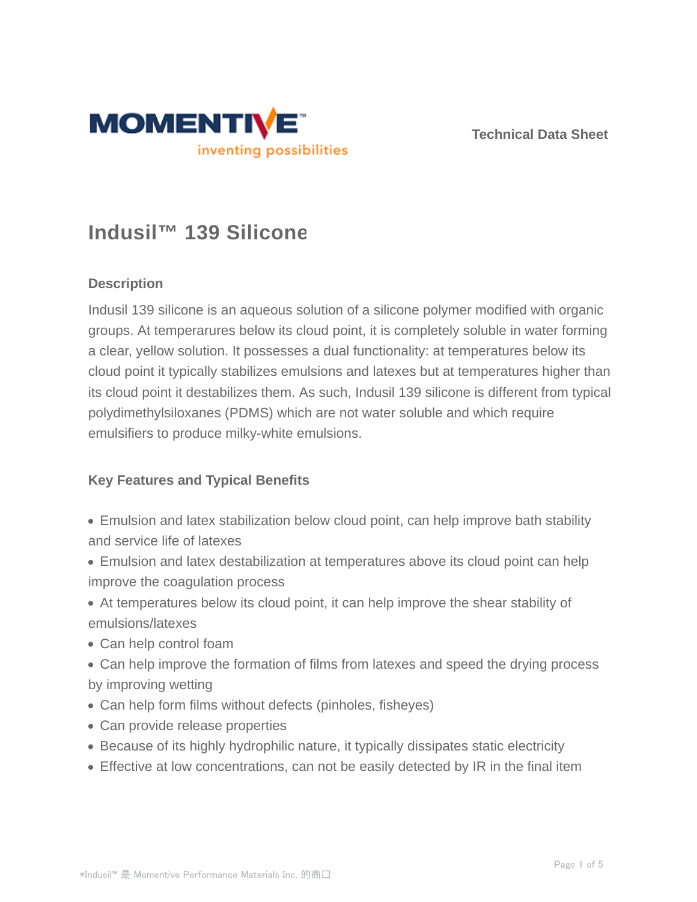# Indusil™ 139 Silicone

## Description

Indusil 139 silicone is an aqueous solution of a silicone polymer modified with organic groups. At temperarures below its cloud point, it is completely soluble in water forming a clear, yellow solution. It possesses a dual functionality: at temperatures below its cloud point it typically stabilizes emulsions and latexes but at temperatures higher than its cloud point it destabilizes them. As such, Indusil 139 silicone is different from typical polydimethylsiloxanes (PDMS) which are not water soluble and which require emulsifiers to produce milky-white emulsions.

## Key Features and Typical Benefits

- Emulsion and latex stabilization below cloud point, can help improve bath stability and service life of latexes
- Emulsion and latex destabilization at temperatures above its cloud point can help improve the coagulation process
- At temperatures below its cloud point, it can help improve the shear stability of emulsions/latexes
- Can help control foam
- Can help improve the formation of films from latexes and speed the drying process by improving wetting
- Can help form films without defects (pinholes, fisheyes)
- Can provide release properties
- Because of its highly hydrophilic nature, it typically dissipates static electricity
- Effective at low concentrations, can not be easily detected by IR in the final item

*Indusil™ 是 Momentive Performance Materials Inc. 的商口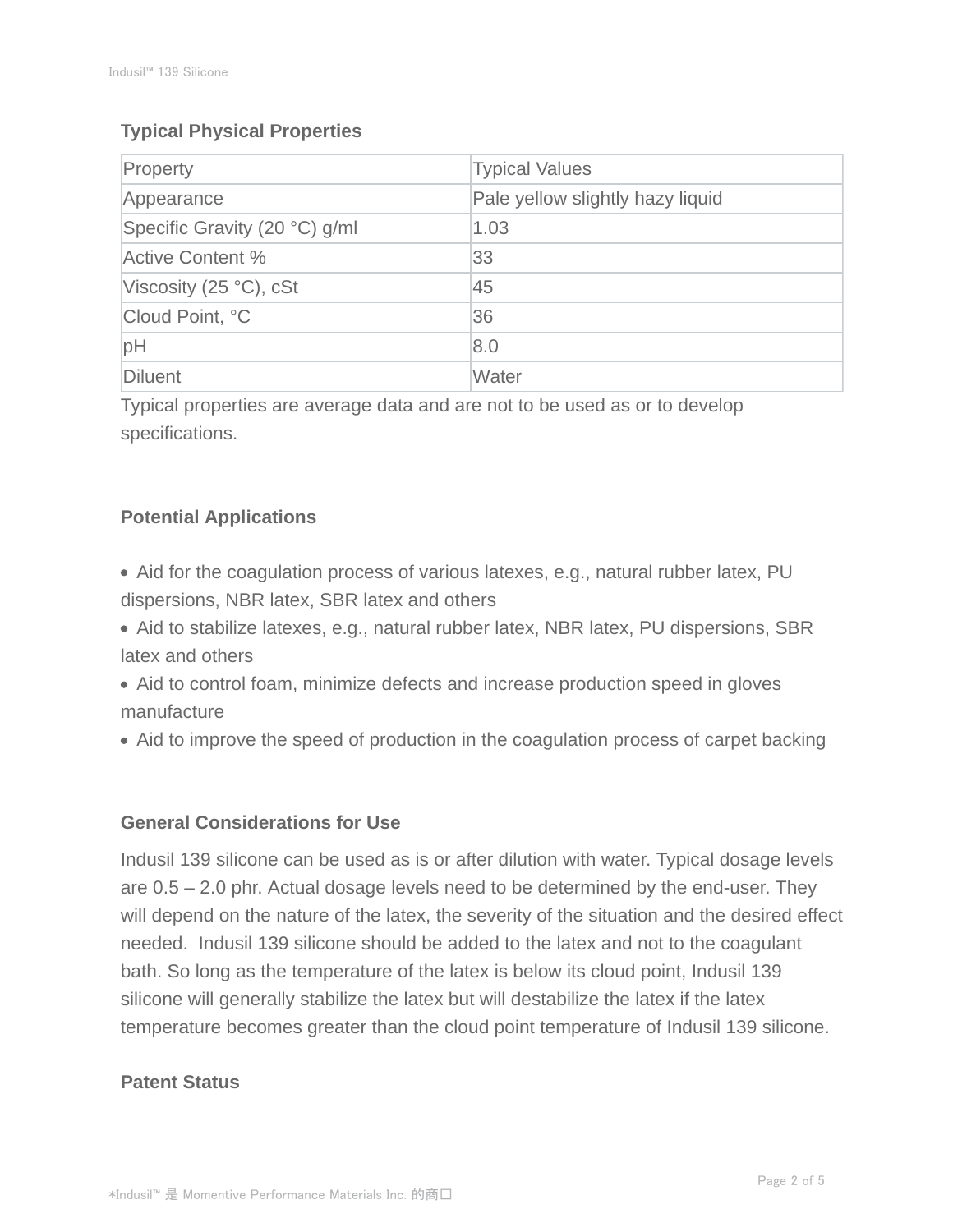## Typical Physical Properties

| Property | Typical Values |
|---|---|
| Appearance | Pale yellow slightly hazy liquid |
| Specific Gravity (20 °C) g/ml | 1.03 |
| Active Content % | 33 |
| Viscosity (25 °C), cSt | 45 |
| Cloud Point, °C | 36 |
| pH | 8.0 |
| Diluent | Water |

Typical properties are average data and are not to be used as or to develop specifications.

## Potential Applications

- Aid for the coagulation process of various latexes, e.g., natural rubber latex, PU dispersions, NBR latex, SBR latex and others
- Aid to stabilize latexes, e.g., natural rubber latex, NBR latex, PU dispersions, SBR latex and others
- Aid to control foam, minimize defects and increase production speed in gloves manufacture
- Aid to improve the speed of production in the coagulation process of carpet backing

## General Considerations for Use

Indusil 139 silicone can be used as is or after dilution with water. Typical dosage levels are 0.5 – 2.0 phr. Actual dosage levels need to be determined by the end-user. They will depend on the nature of the latex, the severity of the situation and the desired effect needed. Indusil 139 silicone should be added to the latex and not to the coagulant bath. So long as the temperature of the latex is below its cloud point, Indusil 139 silicone will generally stabilize the latex but will destabilize the latex if the latex temperature becomes greater than the cloud point temperature of Indusil 139 silicone.

## Patent Status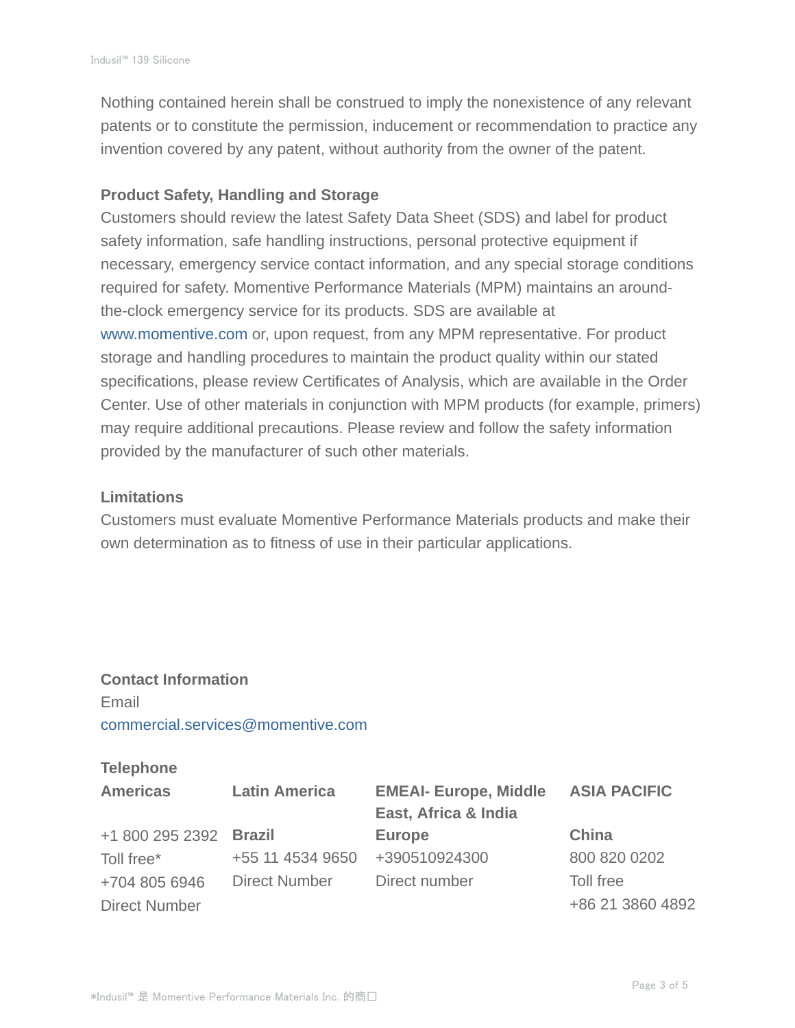Nothing contained herein shall be construed to imply the nonexistence of any relevant patents or to constitute the permission, inducement or recommendation to practice any invention covered by any patent, without authority from the owner of the patent.

**Product Safety, Handling and Storage**

Customers should review the latest Safety Data Sheet (SDS) and label for product safety information, safe handling instructions, personal protective equipment if necessary, emergency service contact information, and any special storage conditions required for safety. Momentive Performance Materials (MPM) maintains an around-the-clock emergency service for its products. SDS are available at www.momentive.com or, upon request, from any MPM representative. For product storage and handling procedures to maintain the product quality within our stated specifications, please review Certificates of Analysis, which are available in the Order Center. Use of other materials in conjunction with MPM products (for example, primers) may require additional precautions. Please review and follow the safety information provided by the manufacturer of such other materials.

**Limitations**

Customers must evaluate Momentive Performance Materials products and make their own determination as to fitness of use in their particular applications.

**Contact Information**

Email

commercial.services@momentive.com

**Telephone**

| **Americas** | **Latin America** | **EMEAI- Europe, Middle East, Africa & India** | **ASIA PACIFIC** |
|---|---|---|---|
| +1 800 295 2392 | **Brazil** | **Europe** | **China** |
| Toll free* | +55 11 4534 9650 | +390510924300 | 800 820 0202 |
| +704 805 6946 | Direct Number | Direct number | Toll free |
| Direct Number | | | +86 21 3860 4892 |

*Indusil™ 是 Momentive Performance Materials Inc. 的商口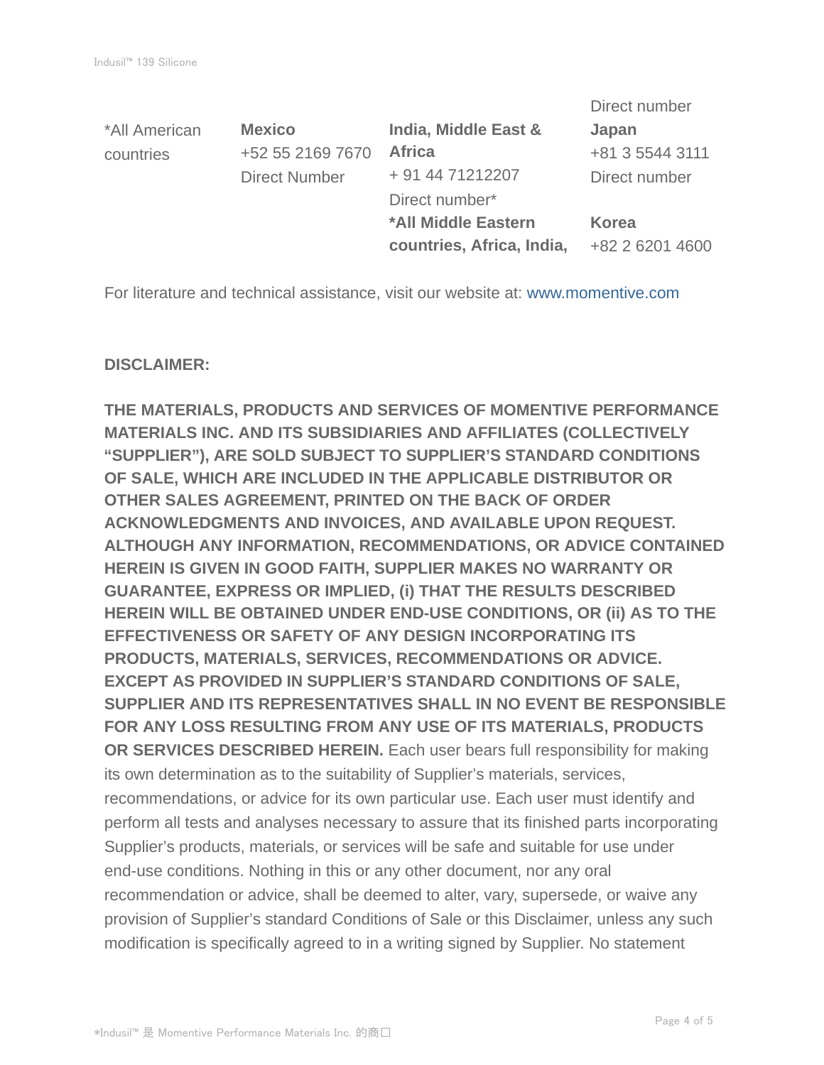| *All American countries | **Mexico**<br>+52 55 2169 7670<br>Direct Number | **India, Middle East & Africa**<br>+ 91 44 71212207<br>Direct number*<br>***All Middle Eastern countries, Africa, India,** | Direct number<br>**Japan**<br>+81 3 5544 3111<br>Direct number<br><br>**Korea**<br>+82 2 6201 4600 |
|---|---|---|---|

For literature and technical assistance, visit our website at: www.momentive.com

**DISCLAIMER:**

**THE MATERIALS, PRODUCTS AND SERVICES OF MOMENTIVE PERFORMANCE MATERIALS INC. AND ITS SUBSIDIARIES AND AFFILIATES (COLLECTIVELY "SUPPLIER"), ARE SOLD SUBJECT TO SUPPLIER'S STANDARD CONDITIONS OF SALE, WHICH ARE INCLUDED IN THE APPLICABLE DISTRIBUTOR OR OTHER SALES AGREEMENT, PRINTED ON THE BACK OF ORDER ACKNOWLEDGMENTS AND INVOICES, AND AVAILABLE UPON REQUEST. ALTHOUGH ANY INFORMATION, RECOMMENDATIONS, OR ADVICE CONTAINED HEREIN IS GIVEN IN GOOD FAITH, SUPPLIER MAKES NO WARRANTY OR GUARANTEE, EXPRESS OR IMPLIED, (i) THAT THE RESULTS DESCRIBED HEREIN WILL BE OBTAINED UNDER END-USE CONDITIONS, OR (ii) AS TO THE EFFECTIVENESS OR SAFETY OF ANY DESIGN INCORPORATING ITS PRODUCTS, MATERIALS, SERVICES, RECOMMENDATIONS OR ADVICE. EXCEPT AS PROVIDED IN SUPPLIER'S STANDARD CONDITIONS OF SALE, SUPPLIER AND ITS REPRESENTATIVES SHALL IN NO EVENT BE RESPONSIBLE FOR ANY LOSS RESULTING FROM ANY USE OF ITS MATERIALS, PRODUCTS OR SERVICES DESCRIBED HEREIN.** Each user bears full responsibility for making its own determination as to the suitability of Supplier's materials, services, recommendations, or advice for its own particular use. Each user must identify and perform all tests and analyses necessary to assure that its finished parts incorporating Supplier's products, materials, or services will be safe and suitable for use under end-use conditions. Nothing in this or any other document, nor any oral recommendation or advice, shall be deemed to alter, vary, supersede, or waive any provision of Supplier's standard Conditions of Sale or this Disclaimer, unless any such modification is specifically agreed to in a writing signed by Supplier. No statement

*Indusil™ 是 Momentive Performance Materials Inc. 的商口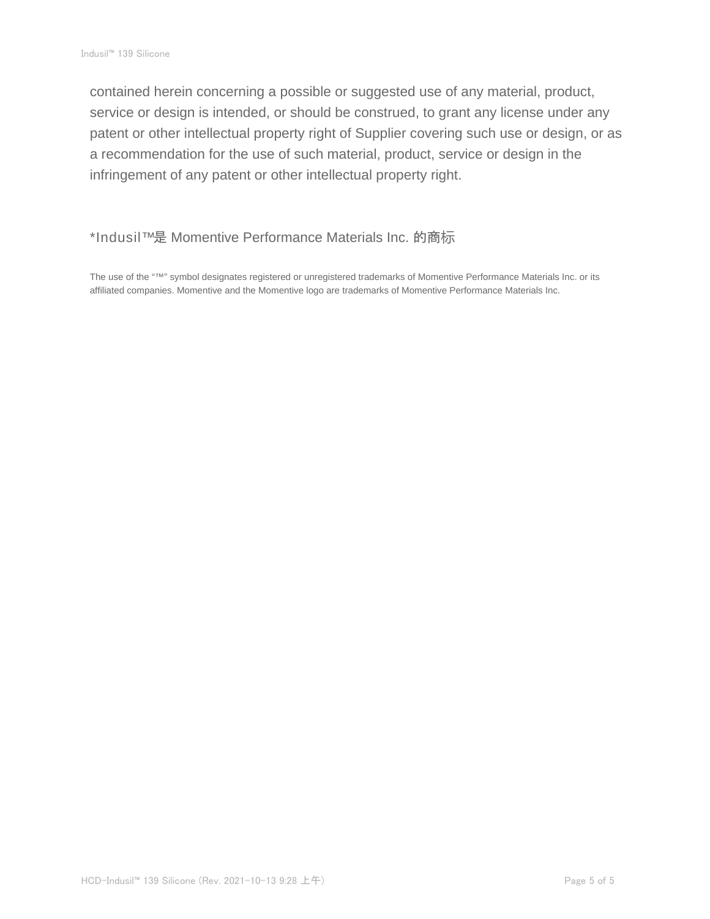contained herein concerning a possible or suggested use of any material, product, service or design is intended, or should be construed, to grant any license under any patent or other intellectual property right of Supplier covering such use or design, or as a recommendation for the use of such material, product, service or design in the infringement of any patent or other intellectual property right.

*Indusil™是 Momentive Performance Materials Inc. 的商标

The use of the "™" symbol designates registered or unregistered trademarks of Momentive Performance Materials Inc. or its affiliated companies. Momentive and the Momentive logo are trademarks of Momentive Performance Materials Inc.